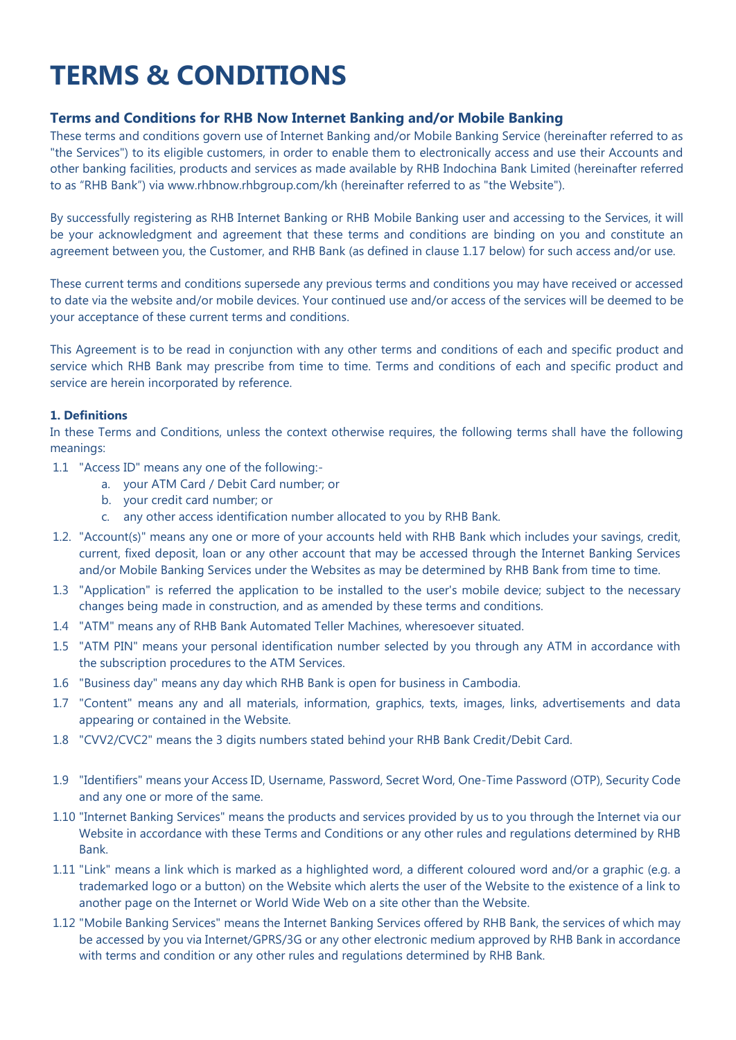# TERMS & CONDITIONS

### Terms and Conditions for RHB Now Internet Banking and/or Mobile Banking

These terms and conditions govern use of Internet Banking and/or Mobile Banking Service (hereinafter referred to as "the Services") to its eligible customers, in order to enable them to electronically access and use their Accounts and other banking facilities, products and services as made available by RHB Indochina Bank Limited (hereinafter referred to as "RHB Bank") via www.rhbnow.rhbgroup.com/kh (hereinafter referred to as "the Website").

By successfully registering as RHB Internet Banking or RHB Mobile Banking user and accessing to the Services, it will be your acknowledgment and agreement that these terms and conditions are binding on you and constitute an agreement between you, the Customer, and RHB Bank (as defined in clause 1.17 below) for such access and/or use.

These current terms and conditions supersede any previous terms and conditions you may have received or accessed to date via the website and/or mobile devices. Your continued use and/or access of the services will be deemed to be your acceptance of these current terms and conditions.

This Agreement is to be read in conjunction with any other terms and conditions of each and specific product and service which RHB Bank may prescribe from time to time. Terms and conditions of each and specific product and service are herein incorporated by reference.

**1. Definitions**

In these Terms and Conditions, unless the context otherwise requires, the following terms shall have the following meanings:

1.1 "Access ID" means any one of the following:-
   a. your ATM Card / Debit Card number; or
   b. your credit card number; or
   c. any other access identification number allocated to you by RHB Bank.

1.2. "Account(s)" means any one or more of your accounts held with RHB Bank which includes your savings, credit, current, fixed deposit, loan or any other account that may be accessed through the Internet Banking Services and/or Mobile Banking Services under the Websites as may be determined by RHB Bank from time to time.

1.3 "Application" is referred the application to be installed to the user's mobile device; subject to the necessary changes being made in construction, and as amended by these terms and conditions.

1.4 "ATM" means any of RHB Bank Automated Teller Machines, wheresoever situated.

1.5 "ATM PIN" means your personal identification number selected by you through any ATM in accordance with the subscription procedures to the ATM Services.

1.6 "Business day" means any day which RHB Bank is open for business in Cambodia.

1.7 "Content" means any and all materials, information, graphics, texts, images, links, advertisements and data appearing or contained in the Website.

1.8 "CVV2/CVC2" means the 3 digits numbers stated behind your RHB Bank Credit/Debit Card.

1.9 "Identifiers" means your Access ID, Username, Password, Secret Word, One-Time Password (OTP), Security Code and any one or more of the same.

1.10 "Internet Banking Services" means the products and services provided by us to you through the Internet via our Website in accordance with these Terms and Conditions or any other rules and regulations determined by RHB Bank.

1.11 "Link" means a link which is marked as a highlighted word, a different coloured word and/or a graphic (e.g. a trademarked logo or a button) on the Website which alerts the user of the Website to the existence of a link to another page on the Internet or World Wide Web on a site other than the Website.

1.12 "Mobile Banking Services" means the Internet Banking Services offered by RHB Bank, the services of which may be accessed by you via Internet/GPRS/3G or any other electronic medium approved by RHB Bank in accordance with terms and condition or any other rules and regulations determined by RHB Bank.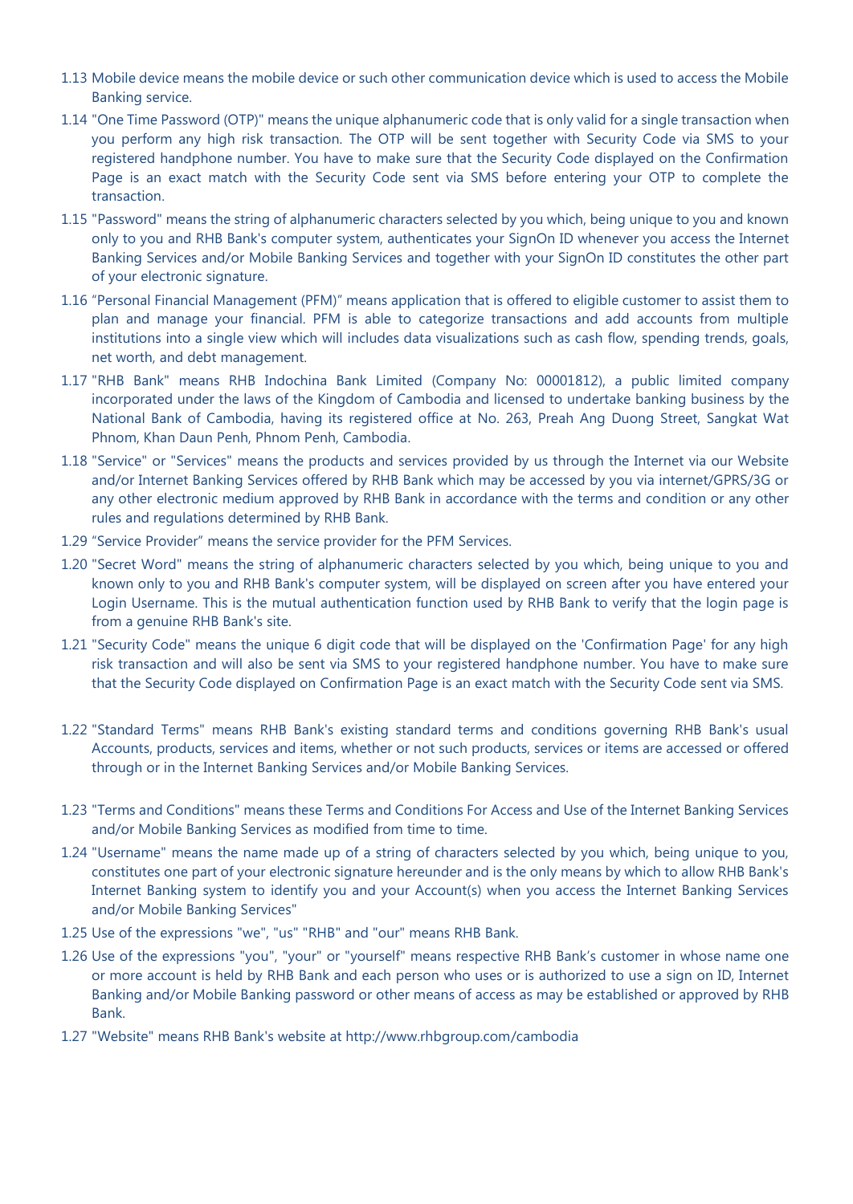1.13 Mobile device means the mobile device or such other communication device which is used to access the Mobile Banking service.

1.14 "One Time Password (OTP)" means the unique alphanumeric code that is only valid for a single transaction when you perform any high risk transaction. The OTP will be sent together with Security Code via SMS to your registered handphone number. You have to make sure that the Security Code displayed on the Confirmation Page is an exact match with the Security Code sent via SMS before entering your OTP to complete the transaction.

1.15 "Password" means the string of alphanumeric characters selected by you which, being unique to you and known only to you and RHB Bank's computer system, authenticates your SignOn ID whenever you access the Internet Banking Services and/or Mobile Banking Services and together with your SignOn ID constitutes the other part of your electronic signature.

1.16 "Personal Financial Management (PFM)" means application that is offered to eligible customer to assist them to plan and manage your financial. PFM is able to categorize transactions and add accounts from multiple institutions into a single view which will includes data visualizations such as cash flow, spending trends, goals, net worth, and debt management.

1.17 "RHB Bank" means RHB Indochina Bank Limited (Company No: 00001812), a public limited company incorporated under the laws of the Kingdom of Cambodia and licensed to undertake banking business by the National Bank of Cambodia, having its registered office at No. 263, Preah Ang Duong Street, Sangkat Wat Phnom, Khan Daun Penh, Phnom Penh, Cambodia.

1.18 "Service" or "Services" means the products and services provided by us through the Internet via our Website and/or Internet Banking Services offered by RHB Bank which may be accessed by you via internet/GPRS/3G or any other electronic medium approved by RHB Bank in accordance with the terms and condition or any other rules and regulations determined by RHB Bank.

1.29 "Service Provider" means the service provider for the PFM Services.

1.20 "Secret Word" means the string of alphanumeric characters selected by you which, being unique to you and known only to you and RHB Bank's computer system, will be displayed on screen after you have entered your Login Username. This is the mutual authentication function used by RHB Bank to verify that the login page is from a genuine RHB Bank's site.

1.21 "Security Code" means the unique 6 digit code that will be displayed on the 'Confirmation Page' for any high risk transaction and will also be sent via SMS to your registered handphone number. You have to make sure that the Security Code displayed on Confirmation Page is an exact match with the Security Code sent via SMS.

1.22 "Standard Terms" means RHB Bank's existing standard terms and conditions governing RHB Bank's usual Accounts, products, services and items, whether or not such products, services or items are accessed or offered through or in the Internet Banking Services and/or Mobile Banking Services.

1.23 "Terms and Conditions" means these Terms and Conditions For Access and Use of the Internet Banking Services and/or Mobile Banking Services as modified from time to time.

1.24 "Username" means the name made up of a string of characters selected by you which, being unique to you, constitutes one part of your electronic signature hereunder and is the only means by which to allow RHB Bank's Internet Banking system to identify you and your Account(s) when you access the Internet Banking Services and/or Mobile Banking Services"

1.25 Use of the expressions "we", "us" "RHB" and "our" means RHB Bank.

1.26 Use of the expressions "you", "your" or "yourself" means respective RHB Bank's customer in whose name one or more account is held by RHB Bank and each person who uses or is authorized to use a sign on ID, Internet Banking and/or Mobile Banking password or other means of access as may be established or approved by RHB Bank.

1.27 "Website" means RHB Bank's website at http://www.rhbgroup.com/cambodia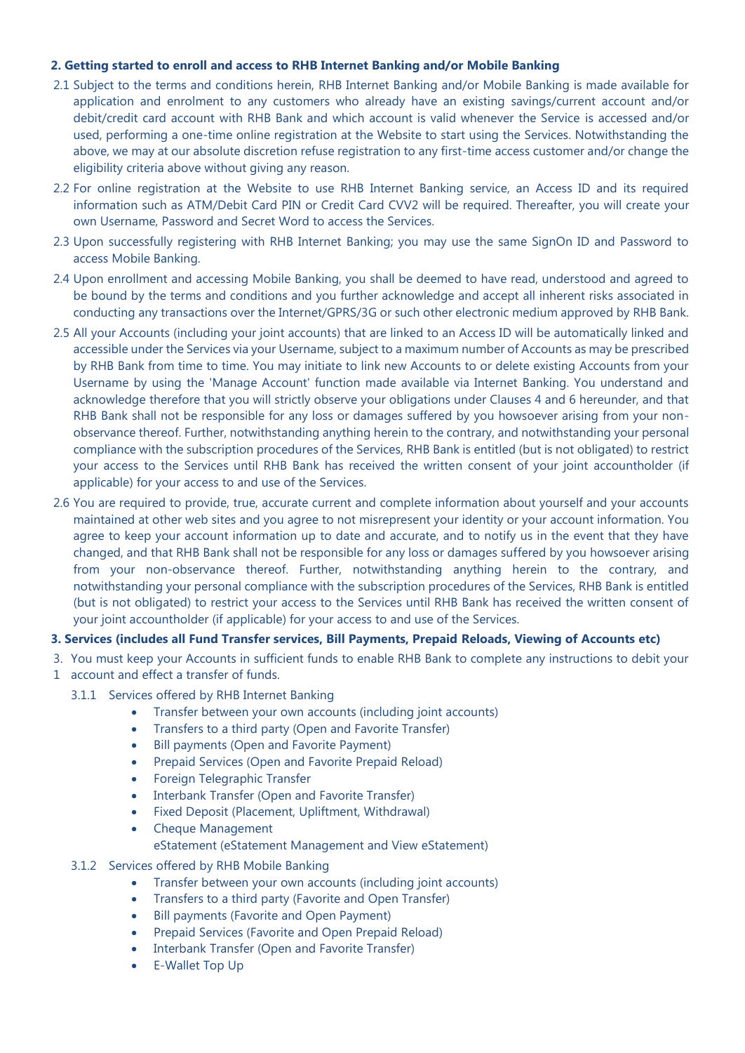**2. Getting started to enroll and access to RHB Internet Banking and/or Mobile Banking**

2.1 Subject to the terms and conditions herein, RHB Internet Banking and/or Mobile Banking is made available for application and enrolment to any customers who already have an existing savings/current account and/or debit/credit card account with RHB Bank and which account is valid whenever the Service is accessed and/or used, performing a one-time online registration at the Website to start using the Services. Notwithstanding the above, we may at our absolute discretion refuse registration to any first-time access customer and/or change the eligibility criteria above without giving any reason.

2.2 For online registration at the Website to use RHB Internet Banking service, an Access ID and its required information such as ATM/Debit Card PIN or Credit Card CVV2 will be required. Thereafter, you will create your own Username, Password and Secret Word to access the Services.

2.3 Upon successfully registering with RHB Internet Banking; you may use the same SignOn ID and Password to access Mobile Banking.

2.4 Upon enrollment and accessing Mobile Banking, you shall be deemed to have read, understood and agreed to be bound by the terms and conditions and you further acknowledge and accept all inherent risks associated in conducting any transactions over the Internet/GPRS/3G or such other electronic medium approved by RHB Bank.

2.5 All your Accounts (including your joint accounts) that are linked to an Access ID will be automatically linked and accessible under the Services via your Username, subject to a maximum number of Accounts as may be prescribed by RHB Bank from time to time. You may initiate to link new Accounts to or delete existing Accounts from your Username by using the 'Manage Account' function made available via Internet Banking. You understand and acknowledge therefore that you will strictly observe your obligations under Clauses 4 and 6 hereunder, and that RHB Bank shall not be responsible for any loss or damages suffered by you howsoever arising from your non-observance thereof. Further, notwithstanding anything herein to the contrary, and notwithstanding your personal compliance with the subscription procedures of the Services, RHB Bank is entitled (but is not obligated) to restrict your access to the Services until RHB Bank has received the written consent of your joint accountholder (if applicable) for your access to and use of the Services.

2.6 You are required to provide, true, accurate current and complete information about yourself and your accounts maintained at other web sites and you agree to not misrepresent your identity or your account information. You agree to keep your account information up to date and accurate, and to notify us in the event that they have changed, and that RHB Bank shall not be responsible for any loss or damages suffered by you howsoever arising from your non-observance thereof. Further, notwithstanding anything herein to the contrary, and notwithstanding your personal compliance with the subscription procedures of the Services, RHB Bank is entitled (but is not obligated) to restrict your access to the Services until RHB Bank has received the written consent of your joint accountholder (if applicable) for your access to and use of the Services.

**3. Services (includes all Fund Transfer services, Bill Payments, Prepaid Reloads, Viewing of Accounts etc)**

3.1 You must keep your Accounts in sufficient funds to enable RHB Bank to complete any instructions to debit your account and effect a transfer of funds.

3.1.1 Services offered by RHB Internet Banking

- Transfer between your own accounts (including joint accounts)
- Transfers to a third party (Open and Favorite Transfer)
- Bill payments (Open and Favorite Payment)
- Prepaid Services (Open and Favorite Prepaid Reload)
- Foreign Telegraphic Transfer
- Interbank Transfer (Open and Favorite Transfer)
- Fixed Deposit (Placement, Upliftment, Withdrawal)
- Cheque Management
  eStatement (eStatement Management and View eStatement)

3.1.2 Services offered by RHB Mobile Banking

- Transfer between your own accounts (including joint accounts)
- Transfers to a third party (Favorite and Open Transfer)
- Bill payments (Favorite and Open Payment)
- Prepaid Services (Favorite and Open Prepaid Reload)
- Interbank Transfer (Open and Favorite Transfer)
- E-Wallet Top Up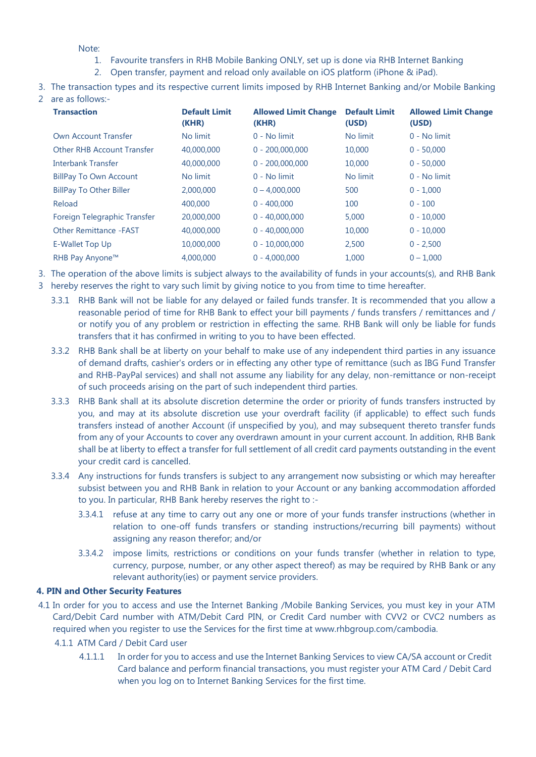Note:

1. Favourite transfers in RHB Mobile Banking ONLY, set up is done via RHB Internet Banking
2. Open transfer, payment and reload only available on iOS platform (iPhone & iPad).

3.2 The transaction types and its respective current limits imposed by RHB Internet Banking and/or Mobile Banking are as follows:-

| Transaction | Default Limit (KHR) | Allowed Limit Change (KHR) | Default Limit (USD) | Allowed Limit Change (USD) |
|---|---|---|---|---|
| Own Account Transfer | No limit | 0 - No limit | No limit | 0 - No limit |
| Other RHB Account Transfer | 40,000,000 | 0 - 200,000,000 | 10,000 | 0 - 50,000 |
| Interbank Transfer | 40,000,000 | 0 - 200,000,000 | 10,000 | 0 - 50,000 |
| BillPay To Own Account | No limit | 0 - No limit | No limit | 0 - No limit |
| BillPay To Other Biller | 2,000,000 | 0 – 4,000,000 | 500 | 0 - 1,000 |
| Reload | 400,000 | 0 - 400,000 | 100 | 0 - 100 |
| Foreign Telegraphic Transfer | 20,000,000 | 0 - 40,000,000 | 5,000 | 0 - 10,000 |
| Other Remittance -FAST | 40,000,000 | 0 - 40,000,000 | 10,000 | 0 - 10,000 |
| E-Wallet Top Up | 10,000,000 | 0 - 10,000,000 | 2,500 | 0 - 2,500 |
| RHB Pay Anyone™ | 4,000,000 | 0 - 4,000,000 | 1,000 | 0 – 1,000 |

3.3 The operation of the above limits is subject always to the availability of funds in your accounts(s), and RHB Bank hereby reserves the right to vary such limit by giving notice to you from time to time hereafter.

3.3.1 RHB Bank will not be liable for any delayed or failed funds transfer. It is recommended that you allow a reasonable period of time for RHB Bank to effect your bill payments / funds transfers / remittances and / or notify you of any problem or restriction in effecting the same. RHB Bank will only be liable for funds transfers that it has confirmed in writing to you to have been effected.

3.3.2 RHB Bank shall be at liberty on your behalf to make use of any independent third parties in any issuance of demand drafts, cashier's orders or in effecting any other type of remittance (such as IBG Fund Transfer and RHB-PayPal services) and shall not assume any liability for any delay, non-remittance or non-receipt of such proceeds arising on the part of such independent third parties.

3.3.3 RHB Bank shall at its absolute discretion determine the order or priority of funds transfers instructed by you, and may at its absolute discretion use your overdraft facility (if applicable) to effect such funds transfers instead of another Account (if unspecified by you), and may subsequent thereto transfer funds from any of your Accounts to cover any overdrawn amount in your current account. In addition, RHB Bank shall be at liberty to effect a transfer for full settlement of all credit card payments outstanding in the event your credit card is cancelled.

3.3.4 Any instructions for funds transfers is subject to any arrangement now subsisting or which may hereafter subsist between you and RHB Bank in relation to your Account or any banking accommodation afforded to you. In particular, RHB Bank hereby reserves the right to :-

3.3.4.1 refuse at any time to carry out any one or more of your funds transfer instructions (whether in relation to one-off funds transfers or standing instructions/recurring bill payments) without assigning any reason therefor; and/or

3.3.4.2 impose limits, restrictions or conditions on your funds transfer (whether in relation to type, currency, purpose, number, or any other aspect thereof) as may be required by RHB Bank or any relevant authority(ies) or payment service providers.

## 4. PIN and Other Security Features

4.1 In order for you to access and use the Internet Banking /Mobile Banking Services, you must key in your ATM Card/Debit Card number with ATM/Debit Card PIN, or Credit Card number with CVV2 or CVC2 numbers as required when you register to use the Services for the first time at www.rhbgroup.com/cambodia.

4.1.1 ATM Card / Debit Card user

4.1.1.1 In order for you to access and use the Internet Banking Services to view CA/SA account or Credit Card balance and perform financial transactions, you must register your ATM Card / Debit Card when you log on to Internet Banking Services for the first time.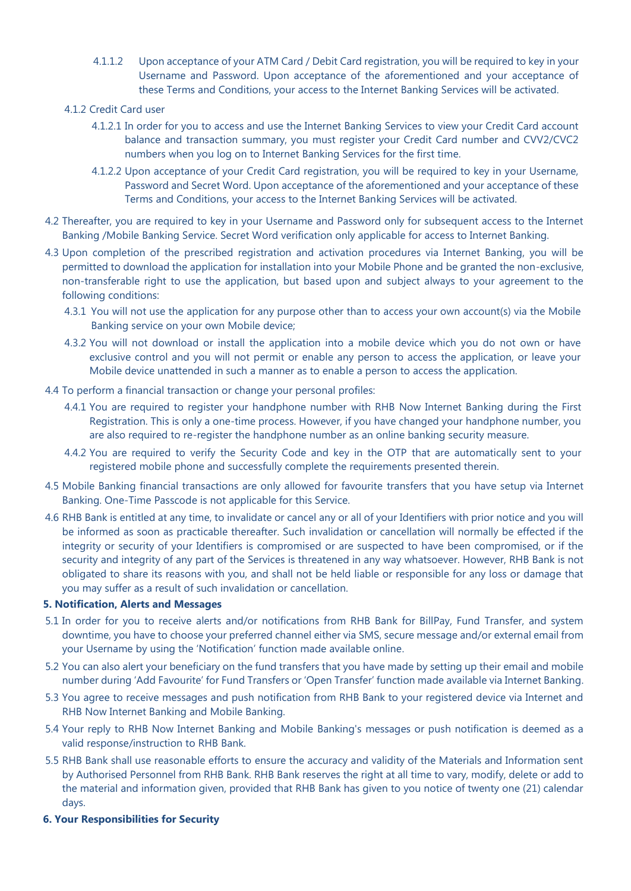4.1.1.2 Upon acceptance of your ATM Card / Debit Card registration, you will be required to key in your Username and Password. Upon acceptance of the aforementioned and your acceptance of these Terms and Conditions, your access to the Internet Banking Services will be activated.

4.1.2 Credit Card user

4.1.2.1 In order for you to access and use the Internet Banking Services to view your Credit Card account balance and transaction summary, you must register your Credit Card number and CVV2/CVC2 numbers when you log on to Internet Banking Services for the first time.

4.1.2.2 Upon acceptance of your Credit Card registration, you will be required to key in your Username, Password and Secret Word. Upon acceptance of the aforementioned and your acceptance of these Terms and Conditions, your access to the Internet Banking Services will be activated.

4.2 Thereafter, you are required to key in your Username and Password only for subsequent access to the Internet Banking /Mobile Banking Service. Secret Word verification only applicable for access to Internet Banking.

4.3 Upon completion of the prescribed registration and activation procedures via Internet Banking, you will be permitted to download the application for installation into your Mobile Phone and be granted the non-exclusive, non-transferable right to use the application, but based upon and subject always to your agreement to the following conditions:

4.3.1 You will not use the application for any purpose other than to access your own account(s) via the Mobile Banking service on your own Mobile device;

4.3.2 You will not download or install the application into a mobile device which you do not own or have exclusive control and you will not permit or enable any person to access the application, or leave your Mobile device unattended in such a manner as to enable a person to access the application.

4.4 To perform a financial transaction or change your personal profiles:

4.4.1 You are required to register your handphone number with RHB Now Internet Banking during the First Registration. This is only a one-time process. However, if you have changed your handphone number, you are also required to re-register the handphone number as an online banking security measure.

4.4.2 You are required to verify the Security Code and key in the OTP that are automatically sent to your registered mobile phone and successfully complete the requirements presented therein.

4.5 Mobile Banking financial transactions are only allowed for favourite transfers that you have setup via Internet Banking. One-Time Passcode is not applicable for this Service.

4.6 RHB Bank is entitled at any time, to invalidate or cancel any or all of your Identifiers with prior notice and you will be informed as soon as practicable thereafter. Such invalidation or cancellation will normally be effected if the integrity or security of your Identifiers is compromised or are suspected to have been compromised, or if the security and integrity of any part of the Services is threatened in any way whatsoever. However, RHB Bank is not obligated to share its reasons with you, and shall not be held liable or responsible for any loss or damage that you may suffer as a result of such invalidation or cancellation.

**5. Notification, Alerts and Messages**

5.1 In order for you to receive alerts and/or notifications from RHB Bank for BillPay, Fund Transfer, and system downtime, you have to choose your preferred channel either via SMS, secure message and/or external email from your Username by using the 'Notification' function made available online.

5.2 You can also alert your beneficiary on the fund transfers that you have made by setting up their email and mobile number during 'Add Favourite' for Fund Transfers or 'Open Transfer' function made available via Internet Banking.

5.3 You agree to receive messages and push notification from RHB Bank to your registered device via Internet and RHB Now Internet Banking and Mobile Banking.

5.4 Your reply to RHB Now Internet Banking and Mobile Banking's messages or push notification is deemed as a valid response/instruction to RHB Bank.

5.5 RHB Bank shall use reasonable efforts to ensure the accuracy and validity of the Materials and Information sent by Authorised Personnel from RHB Bank. RHB Bank reserves the right at all time to vary, modify, delete or add to the material and information given, provided that RHB Bank has given to you notice of twenty one (21) calendar days.

**6. Your Responsibilities for Security**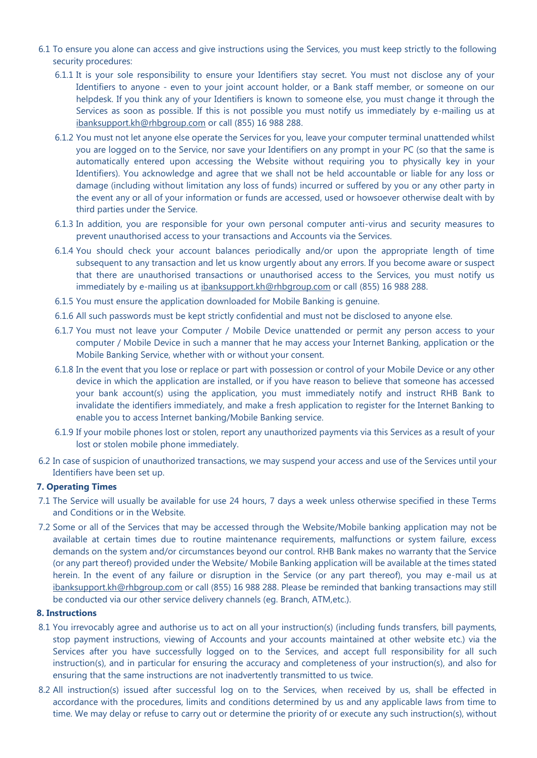6.1 To ensure you alone can access and give instructions using the Services, you must keep strictly to the following security procedures:

6.1.1 It is your sole responsibility to ensure your Identifiers stay secret. You must not disclose any of your Identifiers to anyone - even to your joint account holder, or a Bank staff member, or someone on our helpdesk. If you think any of your Identifiers is known to someone else, you must change it through the Services as soon as possible. If this is not possible you must notify us immediately by e-mailing us at ibanksupport.kh@rhbgroup.com or call (855) 16 988 288.

6.1.2 You must not let anyone else operate the Services for you, leave your computer terminal unattended whilst you are logged on to the Service, nor save your Identifiers on any prompt in your PC (so that the same is automatically entered upon accessing the Website without requiring you to physically key in your Identifiers). You acknowledge and agree that we shall not be held accountable or liable for any loss or damage (including without limitation any loss of funds) incurred or suffered by you or any other party in the event any or all of your information or funds are accessed, used or howsoever otherwise dealt with by third parties under the Service.

6.1.3 In addition, you are responsible for your own personal computer anti-virus and security measures to prevent unauthorised access to your transactions and Accounts via the Services.

6.1.4 You should check your account balances periodically and/or upon the appropriate length of time subsequent to any transaction and let us know urgently about any errors. If you become aware or suspect that there are unauthorised transactions or unauthorised access to the Services, you must notify us immediately by e-mailing us at ibanksupport.kh@rhbgroup.com or call (855) 16 988 288.

6.1.5 You must ensure the application downloaded for Mobile Banking is genuine.

6.1.6 All such passwords must be kept strictly confidential and must not be disclosed to anyone else.

6.1.7 You must not leave your Computer / Mobile Device unattended or permit any person access to your computer / Mobile Device in such a manner that he may access your Internet Banking, application or the Mobile Banking Service, whether with or without your consent.

6.1.8 In the event that you lose or replace or part with possession or control of your Mobile Device or any other device in which the application are installed, or if you have reason to believe that someone has accessed your bank account(s) using the application, you must immediately notify and instruct RHB Bank to invalidate the identifiers immediately, and make a fresh application to register for the Internet Banking to enable you to access Internet banking/Mobile Banking service.

6.1.9 If your mobile phones lost or stolen, report any unauthorized payments via this Services as a result of your lost or stolen mobile phone immediately.

6.2 In case of suspicion of unauthorized transactions, we may suspend your access and use of the Services until your Identifiers have been set up.

**7. Operating Times**

7.1 The Service will usually be available for use 24 hours, 7 days a week unless otherwise specified in these Terms and Conditions or in the Website.

7.2 Some or all of the Services that may be accessed through the Website/Mobile banking application may not be available at certain times due to routine maintenance requirements, malfunctions or system failure, excess demands on the system and/or circumstances beyond our control. RHB Bank makes no warranty that the Service (or any part thereof) provided under the Website/ Mobile Banking application will be available at the times stated herein. In the event of any failure or disruption in the Service (or any part thereof), you may e-mail us at ibanksupport.kh@rhbgroup.com or call (855) 16 988 288. Please be reminded that banking transactions may still be conducted via our other service delivery channels (eg. Branch, ATM,etc.).

**8. Instructions**

8.1 You irrevocably agree and authorise us to act on all your instruction(s) (including funds transfers, bill payments, stop payment instructions, viewing of Accounts and your accounts maintained at other website etc.) via the Services after you have successfully logged on to the Services, and accept full responsibility for all such instruction(s), and in particular for ensuring the accuracy and completeness of your instruction(s), and also for ensuring that the same instructions are not inadvertently transmitted to us twice.

8.2 All instruction(s) issued after successful log on to the Services, when received by us, shall be effected in accordance with the procedures, limits and conditions determined by us and any applicable laws from time to time. We may delay or refuse to carry out or determine the priority of or execute any such instruction(s), without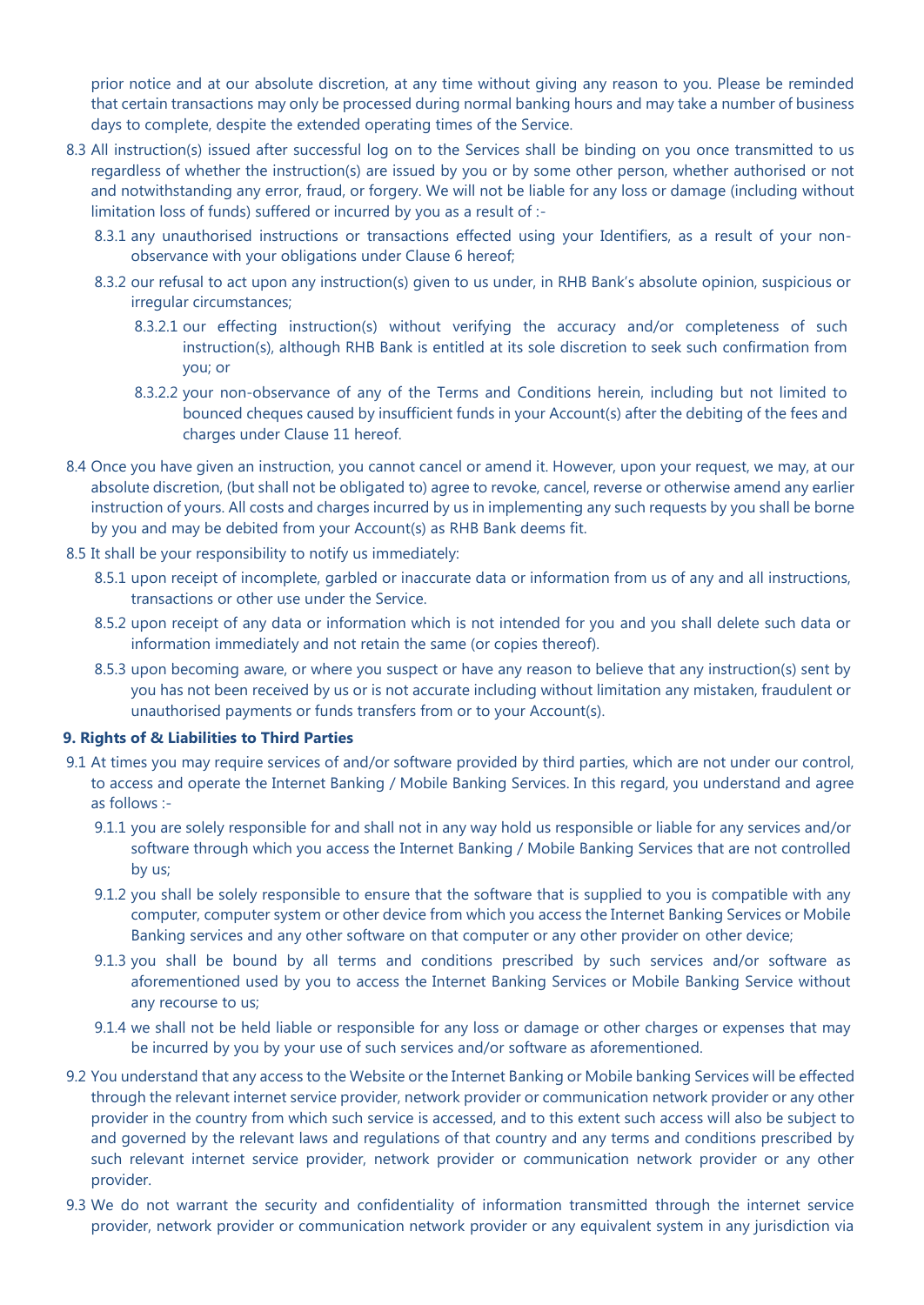prior notice and at our absolute discretion, at any time without giving any reason to you. Please be reminded that certain transactions may only be processed during normal banking hours and may take a number of business days to complete, despite the extended operating times of the Service.

8.3 All instruction(s) issued after successful log on to the Services shall be binding on you once transmitted to us regardless of whether the instruction(s) are issued by you or by some other person, whether authorised or not and notwithstanding any error, fraud, or forgery. We will not be liable for any loss or damage (including without limitation loss of funds) suffered or incurred by you as a result of :-

8.3.1 any unauthorised instructions or transactions effected using your Identifiers, as a result of your non-observance with your obligations under Clause 6 hereof;

8.3.2 our refusal to act upon any instruction(s) given to us under, in RHB Bank's absolute opinion, suspicious or irregular circumstances;

8.3.2.1 our effecting instruction(s) without verifying the accuracy and/or completeness of such instruction(s), although RHB Bank is entitled at its sole discretion to seek such confirmation from you; or

8.3.2.2 your non-observance of any of the Terms and Conditions herein, including but not limited to bounced cheques caused by insufficient funds in your Account(s) after the debiting of the fees and charges under Clause 11 hereof.

8.4 Once you have given an instruction, you cannot cancel or amend it. However, upon your request, we may, at our absolute discretion, (but shall not be obligated to) agree to revoke, cancel, reverse or otherwise amend any earlier instruction of yours. All costs and charges incurred by us in implementing any such requests by you shall be borne by you and may be debited from your Account(s) as RHB Bank deems fit.

8.5 It shall be your responsibility to notify us immediately:

8.5.1 upon receipt of incomplete, garbled or inaccurate data or information from us of any and all instructions, transactions or other use under the Service.

8.5.2 upon receipt of any data or information which is not intended for you and you shall delete such data or information immediately and not retain the same (or copies thereof).

8.5.3 upon becoming aware, or where you suspect or have any reason to believe that any instruction(s) sent by you has not been received by us or is not accurate including without limitation any mistaken, fraudulent or unauthorised payments or funds transfers from or to your Account(s).

**9. Rights of & Liabilities to Third Parties**

9.1 At times you may require services of and/or software provided by third parties, which are not under our control, to access and operate the Internet Banking / Mobile Banking Services. In this regard, you understand and agree as follows :-

9.1.1 you are solely responsible for and shall not in any way hold us responsible or liable for any services and/or software through which you access the Internet Banking / Mobile Banking Services that are not controlled by us;

9.1.2 you shall be solely responsible to ensure that the software that is supplied to you is compatible with any computer, computer system or other device from which you access the Internet Banking Services or Mobile Banking services and any other software on that computer or any other provider on other device;

9.1.3 you shall be bound by all terms and conditions prescribed by such services and/or software as aforementioned used by you to access the Internet Banking Services or Mobile Banking Service without any recourse to us;

9.1.4 we shall not be held liable or responsible for any loss or damage or other charges or expenses that may be incurred by you by your use of such services and/or software as aforementioned.

9.2 You understand that any access to the Website or the Internet Banking or Mobile banking Services will be effected through the relevant internet service provider, network provider or communication network provider or any other provider in the country from which such service is accessed, and to this extent such access will also be subject to and governed by the relevant laws and regulations of that country and any terms and conditions prescribed by such relevant internet service provider, network provider or communication network provider or any other provider.

9.3 We do not warrant the security and confidentiality of information transmitted through the internet service provider, network provider or communication network provider or any equivalent system in any jurisdiction via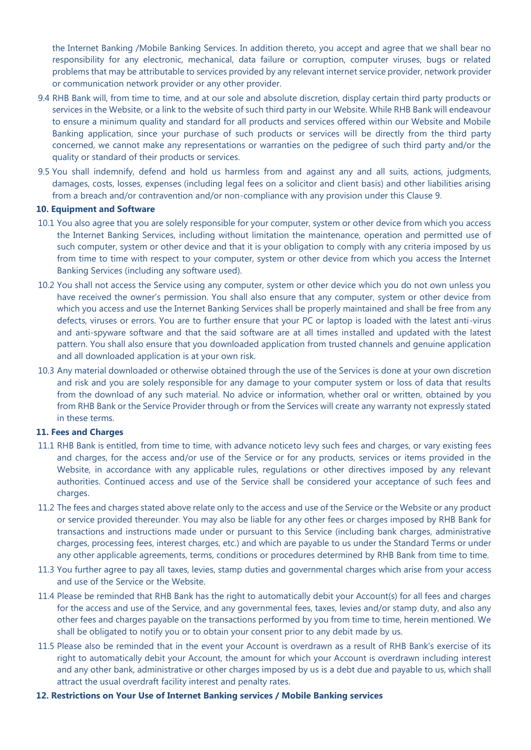the Internet Banking /Mobile Banking Services. In addition thereto, you accept and agree that we shall bear no responsibility for any electronic, mechanical, data failure or corruption, computer viruses, bugs or related problems that may be attributable to services provided by any relevant internet service provider, network provider or communication network provider or any other provider.

9.4 RHB Bank will, from time to time, and at our sole and absolute discretion, display certain third party products or services in the Website, or a link to the website of such third party in our Website. While RHB Bank will endeavour to ensure a minimum quality and standard for all products and services offered within our Website and Mobile Banking application, since your purchase of such products or services will be directly from the third party concerned, we cannot make any representations or warranties on the pedigree of such third party and/or the quality or standard of their products or services.

9.5 You shall indemnify, defend and hold us harmless from and against any and all suits, actions, judgments, damages, costs, losses, expenses (including legal fees on a solicitor and client basis) and other liabilities arising from a breach and/or contravention and/or non-compliance with any provision under this Clause 9.

**10. Equipment and Software**

10.1 You also agree that you are solely responsible for your computer, system or other device from which you access the Internet Banking Services, including without limitation the maintenance, operation and permitted use of such computer, system or other device and that it is your obligation to comply with any criteria imposed by us from time to time with respect to your computer, system or other device from which you access the Internet Banking Services (including any software used).

10.2 You shall not access the Service using any computer, system or other device which you do not own unless you have received the owner's permission. You shall also ensure that any computer, system or other device from which you access and use the Internet Banking Services shall be properly maintained and shall be free from any defects, viruses or errors. You are to further ensure that your PC or laptop is loaded with the latest anti-virus and anti-spyware software and that the said software are at all times installed and updated with the latest pattern. You shall also ensure that you downloaded application from trusted channels and genuine application and all downloaded application is at your own risk.

10.3 Any material downloaded or otherwise obtained through the use of the Services is done at your own discretion and risk and you are solely responsible for any damage to your computer system or loss of data that results from the download of any such material. No advice or information, whether oral or written, obtained by you from RHB Bank or the Service Provider through or from the Services will create any warranty not expressly stated in these terms.

**11. Fees and Charges**

11.1 RHB Bank is entitled, from time to time, with advance noticeto levy such fees and charges, or vary existing fees and charges, for the access and/or use of the Service or for any products, services or items provided in the Website, in accordance with any applicable rules, regulations or other directives imposed by any relevant authorities. Continued access and use of the Service shall be considered your acceptance of such fees and charges.

11.2 The fees and charges stated above relate only to the access and use of the Service or the Website or any product or service provided thereunder. You may also be liable for any other fees or charges imposed by RHB Bank for transactions and instructions made under or pursuant to this Service (including bank charges, administrative charges, processing fees, interest charges, etc.) and which are payable to us under the Standard Terms or under any other applicable agreements, terms, conditions or procedures determined by RHB Bank from time to time.

11.3 You further agree to pay all taxes, levies, stamp duties and governmental charges which arise from your access and use of the Service or the Website.

11.4 Please be reminded that RHB Bank has the right to automatically debit your Account(s) for all fees and charges for the access and use of the Service, and any governmental fees, taxes, levies and/or stamp duty, and also any other fees and charges payable on the transactions performed by you from time to time, herein mentioned. We shall be obligated to notify you or to obtain your consent prior to any debit made by us.

11.5 Please also be reminded that in the event your Account is overdrawn as a result of RHB Bank's exercise of its right to automatically debit your Account, the amount for which your Account is overdrawn including interest and any other bank, administrative or other charges imposed by us is a debt due and payable to us, which shall attract the usual overdraft facility interest and penalty rates.

**12. Restrictions on Your Use of Internet Banking services / Mobile Banking services**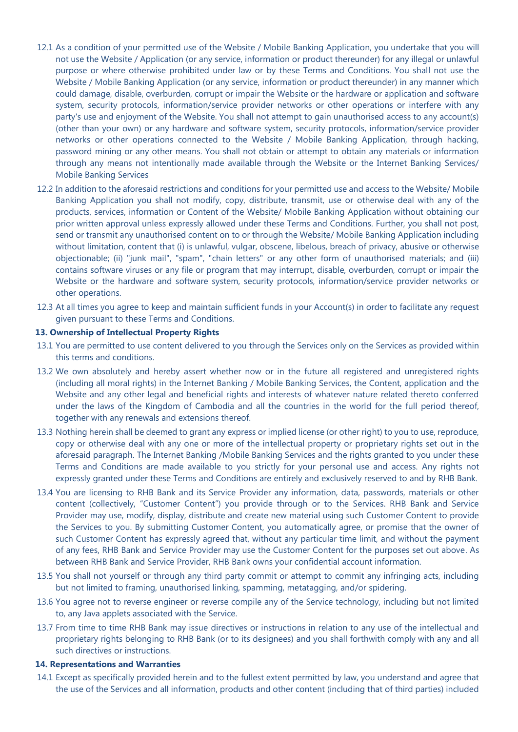12.1 As a condition of your permitted use of the Website / Mobile Banking Application, you undertake that you will not use the Website / Application (or any service, information or product thereunder) for any illegal or unlawful purpose or where otherwise prohibited under law or by these Terms and Conditions. You shall not use the Website / Mobile Banking Application (or any service, information or product thereunder) in any manner which could damage, disable, overburden, corrupt or impair the Website or the hardware or application and software system, security protocols, information/service provider networks or other operations or interfere with any party's use and enjoyment of the Website. You shall not attempt to gain unauthorised access to any account(s) (other than your own) or any hardware and software system, security protocols, information/service provider networks or other operations connected to the Website / Mobile Banking Application, through hacking, password mining or any other means. You shall not obtain or attempt to obtain any materials or information through any means not intentionally made available through the Website or the Internet Banking Services/ Mobile Banking Services

12.2 In addition to the aforesaid restrictions and conditions for your permitted use and access to the Website/ Mobile Banking Application you shall not modify, copy, distribute, transmit, use or otherwise deal with any of the products, services, information or Content of the Website/ Mobile Banking Application without obtaining our prior written approval unless expressly allowed under these Terms and Conditions. Further, you shall not post, send or transmit any unauthorised content on to or through the Website/ Mobile Banking Application including without limitation, content that (i) is unlawful, vulgar, obscene, libelous, breach of privacy, abusive or otherwise objectionable; (ii) "junk mail", "spam", "chain letters" or any other form of unauthorised materials; and (iii) contains software viruses or any file or program that may interrupt, disable, overburden, corrupt or impair the Website or the hardware and software system, security protocols, information/service provider networks or other operations.

12.3 At all times you agree to keep and maintain sufficient funds in your Account(s) in order to facilitate any request given pursuant to these Terms and Conditions.

**13. Ownership of Intellectual Property Rights**

13.1 You are permitted to use content delivered to you through the Services only on the Services as provided within this terms and conditions.

13.2 We own absolutely and hereby assert whether now or in the future all registered and unregistered rights (including all moral rights) in the Internet Banking / Mobile Banking Services, the Content, application and the Website and any other legal and beneficial rights and interests of whatever nature related thereto conferred under the laws of the Kingdom of Cambodia and all the countries in the world for the full period thereof, together with any renewals and extensions thereof.

13.3 Nothing herein shall be deemed to grant any express or implied license (or other right) to you to use, reproduce, copy or otherwise deal with any one or more of the intellectual property or proprietary rights set out in the aforesaid paragraph. The Internet Banking /Mobile Banking Services and the rights granted to you under these Terms and Conditions are made available to you strictly for your personal use and access. Any rights not expressly granted under these Terms and Conditions are entirely and exclusively reserved to and by RHB Bank.

13.4 You are licensing to RHB Bank and its Service Provider any information, data, passwords, materials or other content (collectively, "Customer Content") you provide through or to the Services. RHB Bank and Service Provider may use, modify, display, distribute and create new material using such Customer Content to provide the Services to you. By submitting Customer Content, you automatically agree, or promise that the owner of such Customer Content has expressly agreed that, without any particular time limit, and without the payment of any fees, RHB Bank and Service Provider may use the Customer Content for the purposes set out above. As between RHB Bank and Service Provider, RHB Bank owns your confidential account information.

13.5 You shall not yourself or through any third party commit or attempt to commit any infringing acts, including but not limited to framing, unauthorised linking, spamming, metatagging, and/or spidering.

13.6 You agree not to reverse engineer or reverse compile any of the Service technology, including but not limited to, any Java applets associated with the Service.

13.7 From time to time RHB Bank may issue directives or instructions in relation to any use of the intellectual and proprietary rights belonging to RHB Bank (or to its designees) and you shall forthwith comply with any and all such directives or instructions.

**14. Representations and Warranties**

14.1 Except as specifically provided herein and to the fullest extent permitted by law, you understand and agree that the use of the Services and all information, products and other content (including that of third parties) included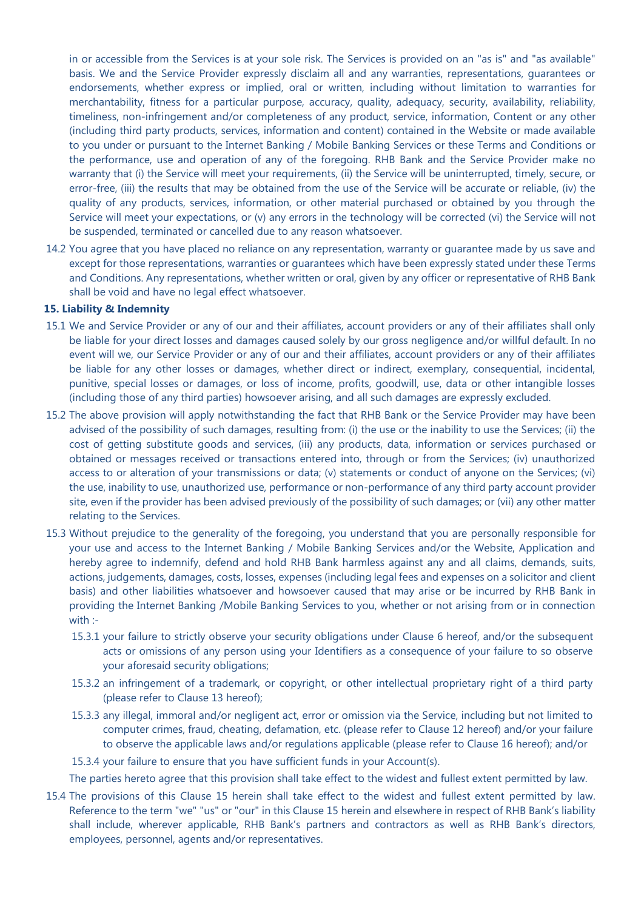in or accessible from the Services is at your sole risk. The Services is provided on an "as is" and "as available" basis. We and the Service Provider expressly disclaim all and any warranties, representations, guarantees or endorsements, whether express or implied, oral or written, including without limitation to warranties for merchantability, fitness for a particular purpose, accuracy, quality, adequacy, security, availability, reliability, timeliness, non-infringement and/or completeness of any product, service, information, Content or any other (including third party products, services, information and content) contained in the Website or made available to you under or pursuant to the Internet Banking / Mobile Banking Services or these Terms and Conditions or the performance, use and operation of any of the foregoing. RHB Bank and the Service Provider make no warranty that (i) the Service will meet your requirements, (ii) the Service will be uninterrupted, timely, secure, or error-free, (iii) the results that may be obtained from the use of the Service will be accurate or reliable, (iv) the quality of any products, services, information, or other material purchased or obtained by you through the Service will meet your expectations, or (v) any errors in the technology will be corrected (vi) the Service will not be suspended, terminated or cancelled due to any reason whatsoever.

14.2 You agree that you have placed no reliance on any representation, warranty or guarantee made by us save and except for those representations, warranties or guarantees which have been expressly stated under these Terms and Conditions. Any representations, whether written or oral, given by any officer or representative of RHB Bank shall be void and have no legal effect whatsoever.

**15. Liability & Indemnity**

15.1 We and Service Provider or any of our and their affiliates, account providers or any of their affiliates shall only be liable for your direct losses and damages caused solely by our gross negligence and/or willful default. In no event will we, our Service Provider or any of our and their affiliates, account providers or any of their affiliates be liable for any other losses or damages, whether direct or indirect, exemplary, consequential, incidental, punitive, special losses or damages, or loss of income, profits, goodwill, use, data or other intangible losses (including those of any third parties) howsoever arising, and all such damages are expressly excluded.

15.2 The above provision will apply notwithstanding the fact that RHB Bank or the Service Provider may have been advised of the possibility of such damages, resulting from: (i) the use or the inability to use the Services; (ii) the cost of getting substitute goods and services, (iii) any products, data, information or services purchased or obtained or messages received or transactions entered into, through or from the Services; (iv) unauthorized access to or alteration of your transmissions or data; (v) statements or conduct of anyone on the Services; (vi) the use, inability to use, unauthorized use, performance or non-performance of any third party account provider site, even if the provider has been advised previously of the possibility of such damages; or (vii) any other matter relating to the Services.

15.3 Without prejudice to the generality of the foregoing, you understand that you are personally responsible for your use and access to the Internet Banking / Mobile Banking Services and/or the Website, Application and hereby agree to indemnify, defend and hold RHB Bank harmless against any and all claims, demands, suits, actions, judgements, damages, costs, losses, expenses (including legal fees and expenses on a solicitor and client basis) and other liabilities whatsoever and howsoever caused that may arise or be incurred by RHB Bank in providing the Internet Banking /Mobile Banking Services to you, whether or not arising from or in connection with :-

15.3.1 your failure to strictly observe your security obligations under Clause 6 hereof, and/or the subsequent acts or omissions of any person using your Identifiers as a consequence of your failure to so observe your aforesaid security obligations;

15.3.2 an infringement of a trademark, or copyright, or other intellectual proprietary right of a third party (please refer to Clause 13 hereof);

15.3.3 any illegal, immoral and/or negligent act, error or omission via the Service, including but not limited to computer crimes, fraud, cheating, defamation, etc. (please refer to Clause 12 hereof) and/or your failure to observe the applicable laws and/or regulations applicable (please refer to Clause 16 hereof); and/or

15.3.4 your failure to ensure that you have sufficient funds in your Account(s).

The parties hereto agree that this provision shall take effect to the widest and fullest extent permitted by law.

15.4 The provisions of this Clause 15 herein shall take effect to the widest and fullest extent permitted by law. Reference to the term "we" "us" or "our" in this Clause 15 herein and elsewhere in respect of RHB Bank's liability shall include, wherever applicable, RHB Bank's partners and contractors as well as RHB Bank's directors, employees, personnel, agents and/or representatives.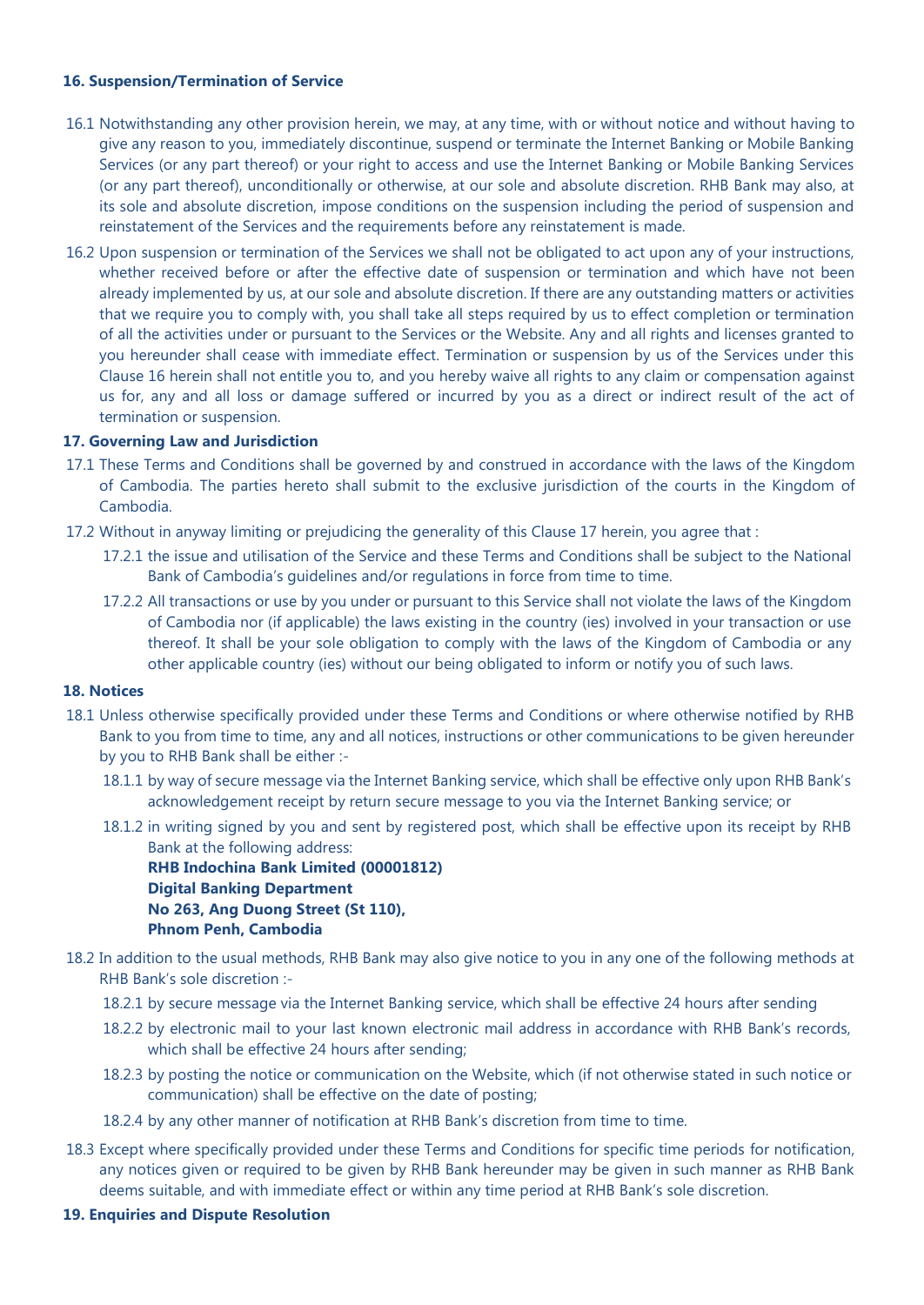**16. Suspension/Termination of Service**

16.1 Notwithstanding any other provision herein, we may, at any time, with or without notice and without having to give any reason to you, immediately discontinue, suspend or terminate the Internet Banking or Mobile Banking Services (or any part thereof) or your right to access and use the Internet Banking or Mobile Banking Services (or any part thereof), unconditionally or otherwise, at our sole and absolute discretion. RHB Bank may also, at its sole and absolute discretion, impose conditions on the suspension including the period of suspension and reinstatement of the Services and the requirements before any reinstatement is made.

16.2 Upon suspension or termination of the Services we shall not be obligated to act upon any of your instructions, whether received before or after the effective date of suspension or termination and which have not been already implemented by us, at our sole and absolute discretion. If there are any outstanding matters or activities that we require you to comply with, you shall take all steps required by us to effect completion or termination of all the activities under or pursuant to the Services or the Website. Any and all rights and licenses granted to you hereunder shall cease with immediate effect. Termination or suspension by us of the Services under this Clause 16 herein shall not entitle you to, and you hereby waive all rights to any claim or compensation against us for, any and all loss or damage suffered or incurred by you as a direct or indirect result of the act of termination or suspension.

**17. Governing Law and Jurisdiction**

17.1 These Terms and Conditions shall be governed by and construed in accordance with the laws of the Kingdom of Cambodia. The parties hereto shall submit to the exclusive jurisdiction of the courts in the Kingdom of Cambodia.

17.2 Without in anyway limiting or prejudicing the generality of this Clause 17 herein, you agree that :

17.2.1 the issue and utilisation of the Service and these Terms and Conditions shall be subject to the National Bank of Cambodia's guidelines and/or regulations in force from time to time.

17.2.2 All transactions or use by you under or pursuant to this Service shall not violate the laws of the Kingdom of Cambodia nor (if applicable) the laws existing in the country (ies) involved in your transaction or use thereof. It shall be your sole obligation to comply with the laws of the Kingdom of Cambodia or any other applicable country (ies) without our being obligated to inform or notify you of such laws.

**18. Notices**

18.1 Unless otherwise specifically provided under these Terms and Conditions or where otherwise notified by RHB Bank to you from time to time, any and all notices, instructions or other communications to be given hereunder by you to RHB Bank shall be either :-

18.1.1 by way of secure message via the Internet Banking service, which shall be effective only upon RHB Bank's acknowledgement receipt by return secure message to you via the Internet Banking service; or

18.1.2 in writing signed by you and sent by registered post, which shall be effective upon its receipt by RHB Bank at the following address:

**RHB Indochina Bank Limited (00001812)**
**Digital Banking Department**
**No 263, Ang Duong Street (St 110),**
**Phnom Penh, Cambodia**

18.2 In addition to the usual methods, RHB Bank may also give notice to you in any one of the following methods at RHB Bank's sole discretion :-

18.2.1 by secure message via the Internet Banking service, which shall be effective 24 hours after sending

18.2.2 by electronic mail to your last known electronic mail address in accordance with RHB Bank's records, which shall be effective 24 hours after sending;

18.2.3 by posting the notice or communication on the Website, which (if not otherwise stated in such notice or communication) shall be effective on the date of posting;

18.2.4 by any other manner of notification at RHB Bank's discretion from time to time.

18.3 Except where specifically provided under these Terms and Conditions for specific time periods for notification, any notices given or required to be given by RHB Bank hereunder may be given in such manner as RHB Bank deems suitable, and with immediate effect or within any time period at RHB Bank's sole discretion.

**19. Enquiries and Dispute Resolution**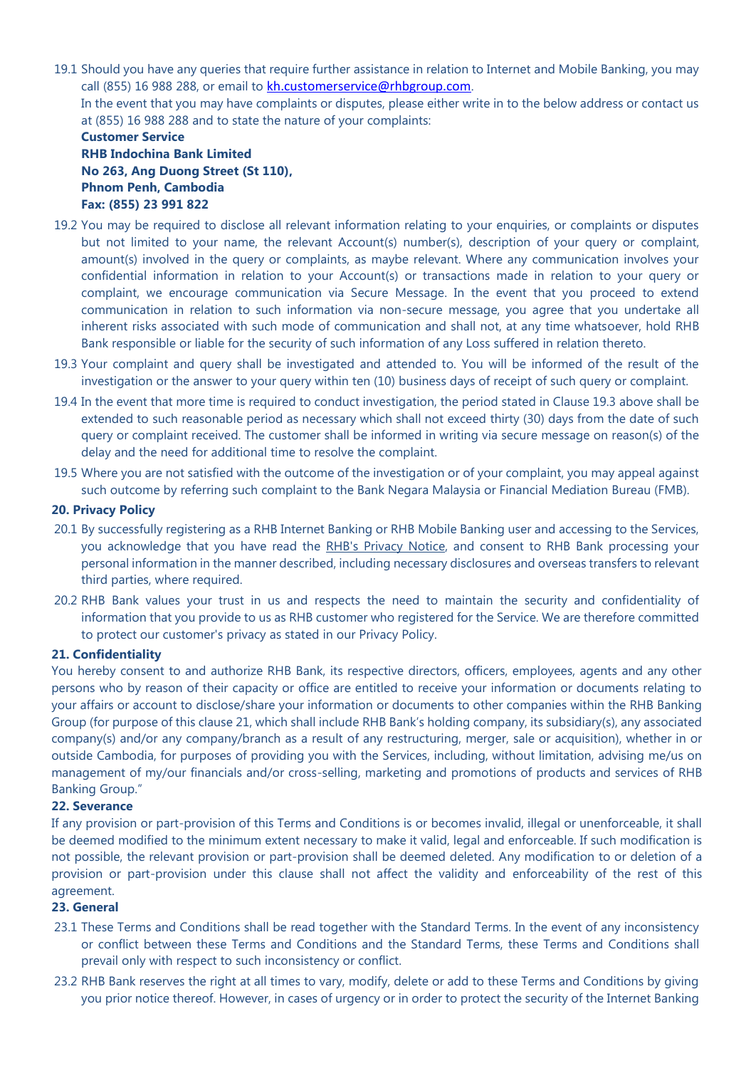19.1 Should you have any queries that require further assistance in relation to Internet and Mobile Banking, you may call (855) 16 988 288, or email to kh.customerservice@rhbgroup.com.

In the event that you may have complaints or disputes, please either write in to the below address or contact us at (855) 16 988 288 and to state the nature of your complaints:

**Customer Service**
**RHB Indochina Bank Limited**
**No 263, Ang Duong Street (St 110),**
**Phnom Penh, Cambodia**
**Fax: (855) 23 991 822**

19.2 You may be required to disclose all relevant information relating to your enquiries, or complaints or disputes but not limited to your name, the relevant Account(s) number(s), description of your query or complaint, amount(s) involved in the query or complaints, as maybe relevant. Where any communication involves your confidential information in relation to your Account(s) or transactions made in relation to your query or complaint, we encourage communication via Secure Message. In the event that you proceed to extend communication in relation to such information via non-secure message, you agree that you undertake all inherent risks associated with such mode of communication and shall not, at any time whatsoever, hold RHB Bank responsible or liable for the security of such information of any Loss suffered in relation thereto.

19.3 Your complaint and query shall be investigated and attended to. You will be informed of the result of the investigation or the answer to your query within ten (10) business days of receipt of such query or complaint.

19.4 In the event that more time is required to conduct investigation, the period stated in Clause 19.3 above shall be extended to such reasonable period as necessary which shall not exceed thirty (30) days from the date of such query or complaint received. The customer shall be informed in writing via secure message on reason(s) of the delay and the need for additional time to resolve the complaint.

19.5 Where you are not satisfied with the outcome of the investigation or of your complaint, you may appeal against such outcome by referring such complaint to the Bank Negara Malaysia or Financial Mediation Bureau (FMB).

**20. Privacy Policy**

20.1 By successfully registering as a RHB Internet Banking or RHB Mobile Banking user and accessing to the Services, you acknowledge that you have read the RHB's Privacy Notice, and consent to RHB Bank processing your personal information in the manner described, including necessary disclosures and overseas transfers to relevant third parties, where required.

20.2 RHB Bank values your trust in us and respects the need to maintain the security and confidentiality of information that you provide to us as RHB customer who registered for the Service. We are therefore committed to protect our customer's privacy as stated in our Privacy Policy.

**21. Confidentiality**

You hereby consent to and authorize RHB Bank, its respective directors, officers, employees, agents and any other persons who by reason of their capacity or office are entitled to receive your information or documents relating to your affairs or account to disclose/share your information or documents to other companies within the RHB Banking Group (for purpose of this clause 21, which shall include RHB Bank's holding company, its subsidiary(s), any associated company(s) and/or any company/branch as a result of any restructuring, merger, sale or acquisition), whether in or outside Cambodia, for purposes of providing you with the Services, including, without limitation, advising me/us on management of my/our financials and/or cross-selling, marketing and promotions of products and services of RHB Banking Group."

**22. Severance**

If any provision or part-provision of this Terms and Conditions is or becomes invalid, illegal or unenforceable, it shall be deemed modified to the minimum extent necessary to make it valid, legal and enforceable. If such modification is not possible, the relevant provision or part-provision shall be deemed deleted. Any modification to or deletion of a provision or part-provision under this clause shall not affect the validity and enforceability of the rest of this agreement.

**23. General**

23.1 These Terms and Conditions shall be read together with the Standard Terms. In the event of any inconsistency or conflict between these Terms and Conditions and the Standard Terms, these Terms and Conditions shall prevail only with respect to such inconsistency or conflict.

23.2 RHB Bank reserves the right at all times to vary, modify, delete or add to these Terms and Conditions by giving you prior notice thereof. However, in cases of urgency or in order to protect the security of the Internet Banking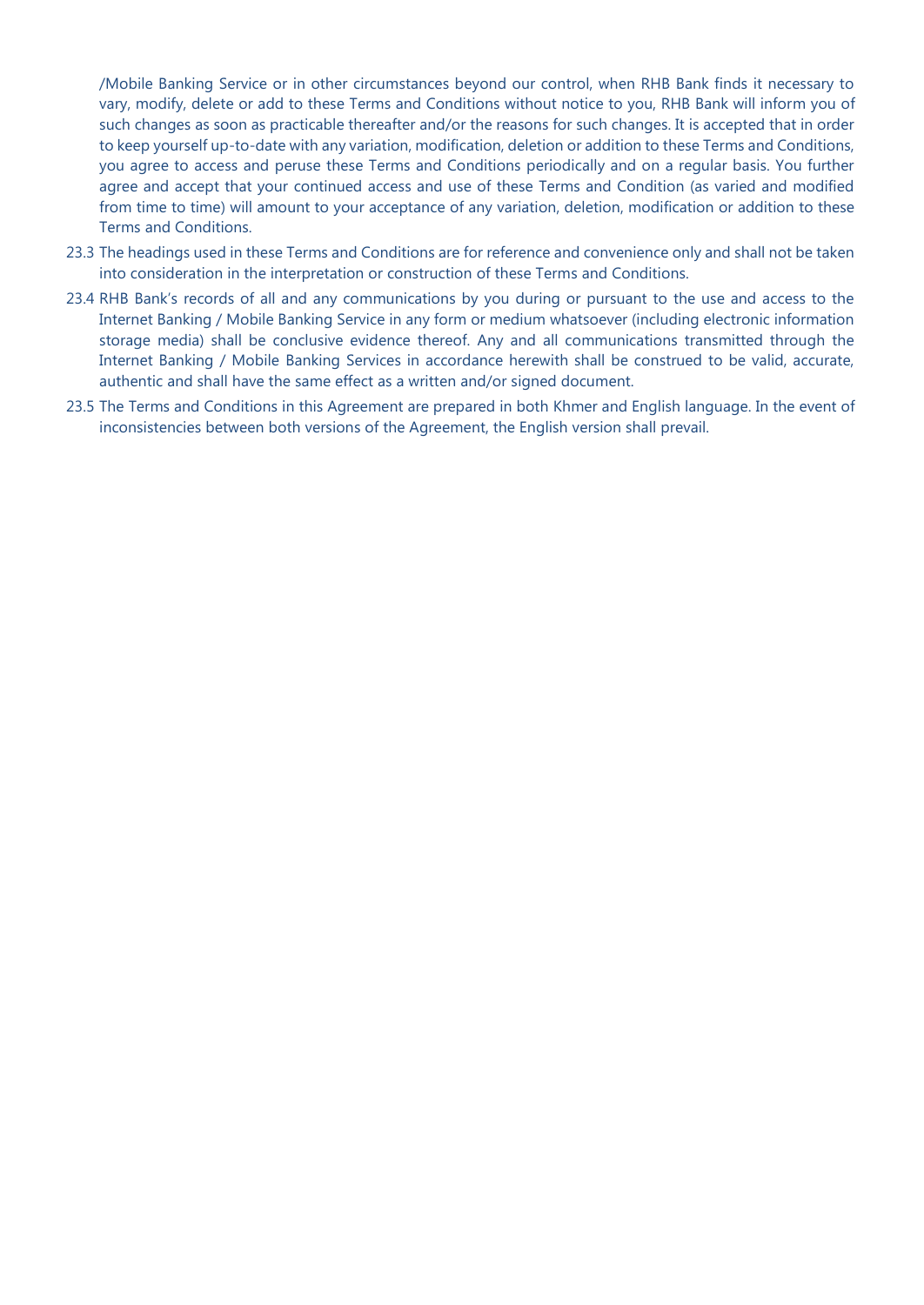/Mobile Banking Service or in other circumstances beyond our control, when RHB Bank finds it necessary to vary, modify, delete or add to these Terms and Conditions without notice to you, RHB Bank will inform you of such changes as soon as practicable thereafter and/or the reasons for such changes. It is accepted that in order to keep yourself up-to-date with any variation, modification, deletion or addition to these Terms and Conditions, you agree to access and peruse these Terms and Conditions periodically and on a regular basis. You further agree and accept that your continued access and use of these Terms and Condition (as varied and modified from time to time) will amount to your acceptance of any variation, deletion, modification or addition to these Terms and Conditions.

23.3 The headings used in these Terms and Conditions are for reference and convenience only and shall not be taken into consideration in the interpretation or construction of these Terms and Conditions.

23.4 RHB Bank's records of all and any communications by you during or pursuant to the use and access to the Internet Banking / Mobile Banking Service in any form or medium whatsoever (including electronic information storage media) shall be conclusive evidence thereof. Any and all communications transmitted through the Internet Banking / Mobile Banking Services in accordance herewith shall be construed to be valid, accurate, authentic and shall have the same effect as a written and/or signed document.

23.5 The Terms and Conditions in this Agreement are prepared in both Khmer and English language. In the event of inconsistencies between both versions of the Agreement, the English version shall prevail.